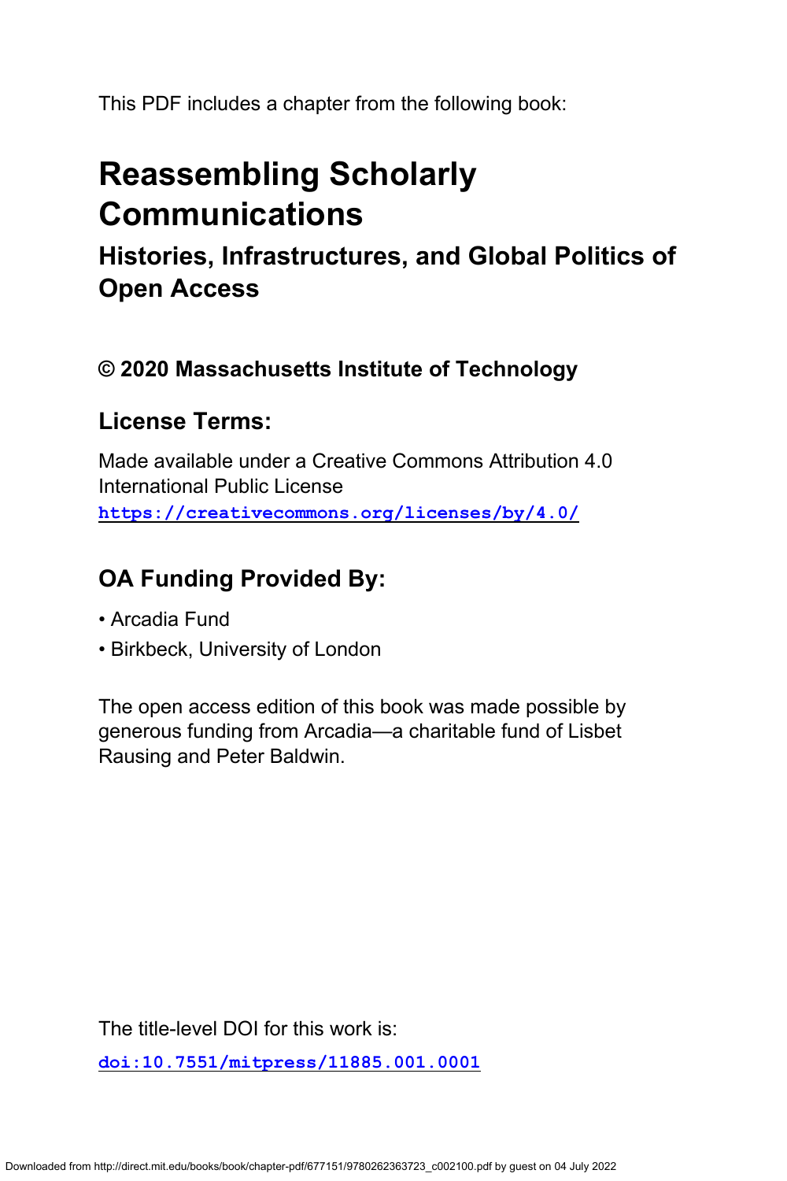This PDF includes a chapter from the following book:

# Reassembling Scholarly Communications

## Histories, Infrastructures, and Global Politics of Open Access

### © 2020 Massachusetts Institute of Technology

### License Terms:

Made available under a Creative Commons Attribution 4.0 International Public License
https://creativecommons.org/licenses/by/4.0/

### OA Funding Provided By:

- Arcadia Fund
- Birkbeck, University of London

The open access edition of this book was made possible by generous funding from Arcadia—a charitable fund of Lisbet Rausing and Peter Baldwin.

The title-level DOI for this work is:

doi:10.7551/mitpress/11885.001.0001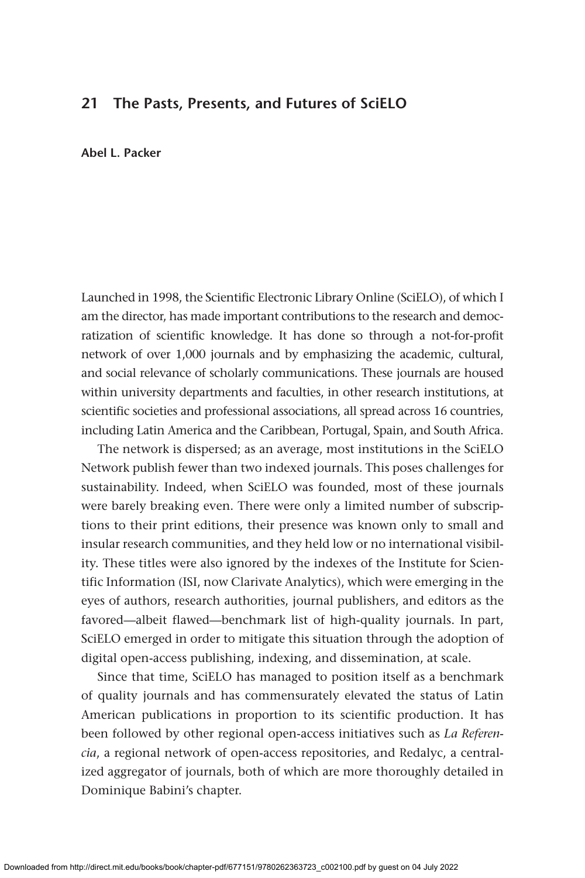# 21 The Pasts, Presents, and Futures of SciELO

**Abel L. Packer**

Launched in 1998, the Scientific Electronic Library Online (SciELO), of which I am the director, has made important contributions to the research and democratization of scientific knowledge. It has done so through a not-for-profit network of over 1,000 journals and by emphasizing the academic, cultural, and social relevance of scholarly communications. These journals are housed within university departments and faculties, in other research institutions, at scientific societies and professional associations, all spread across 16 countries, including Latin America and the Caribbean, Portugal, Spain, and South Africa.

The network is dispersed; as an average, most institutions in the SciELO Network publish fewer than two indexed journals. This poses challenges for sustainability. Indeed, when SciELO was founded, most of these journals were barely breaking even. There were only a limited number of subscriptions to their print editions, their presence was known only to small and insular research communities, and they held low or no international visibility. These titles were also ignored by the indexes of the Institute for Scientific Information (ISI, now Clarivate Analytics), which were emerging in the eyes of authors, research authorities, journal publishers, and editors as the favored—albeit flawed—benchmark list of high-quality journals. In part, SciELO emerged in order to mitigate this situation through the adoption of digital open-access publishing, indexing, and dissemination, at scale.

Since that time, SciELO has managed to position itself as a benchmark of quality journals and has commensurately elevated the status of Latin American publications in proportion to its scientific production. It has been followed by other regional open-access initiatives such as *La Referencia*, a regional network of open-access repositories, and Redalyc, a centralized aggregator of journals, both of which are more thoroughly detailed in Dominique Babini's chapter.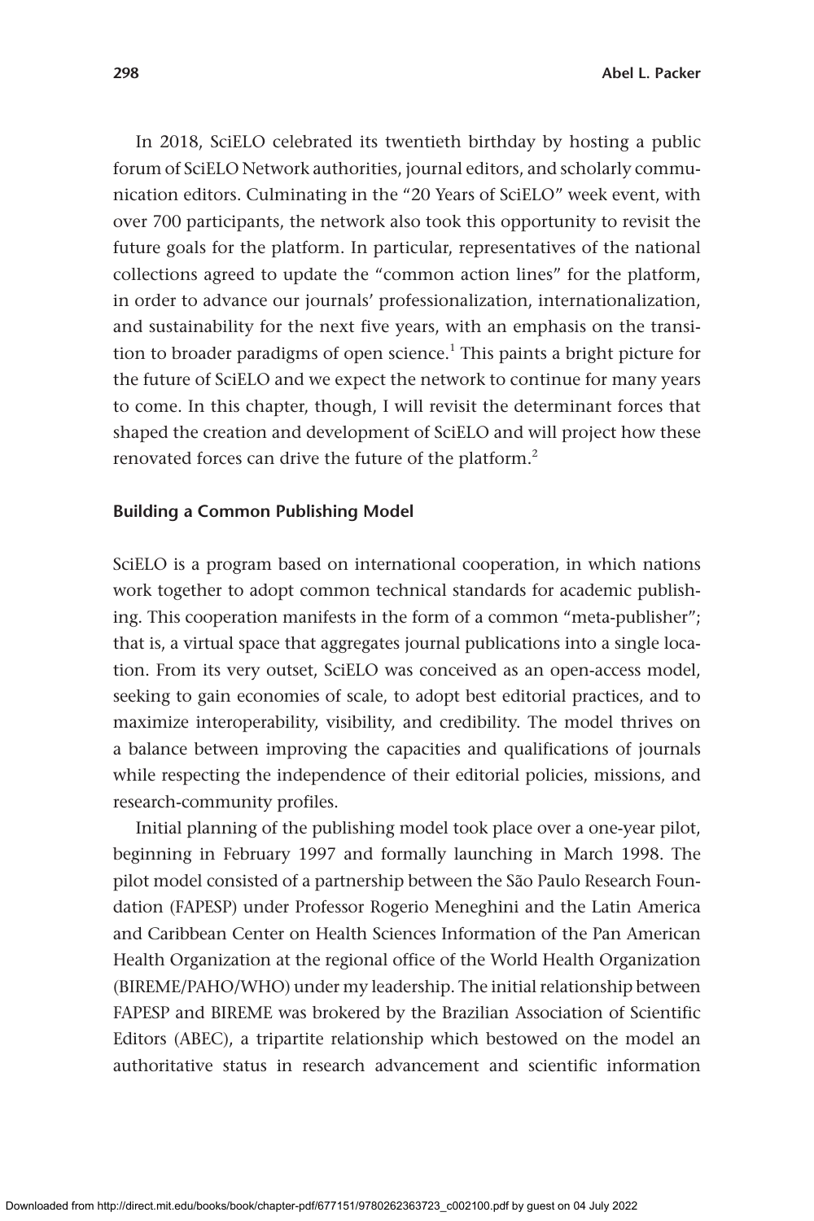In 2018, SciELO celebrated its twentieth birthday by hosting a public forum of SciELO Network authorities, journal editors, and scholarly communication editors. Culminating in the "20 Years of SciELO" week event, with over 700 participants, the network also took this opportunity to revisit the future goals for the platform. In particular, representatives of the national collections agreed to update the "common action lines" for the platform, in order to advance our journals' professionalization, internationalization, and sustainability for the next five years, with an emphasis on the transition to broader paradigms of open science.[1] This paints a bright picture for the future of SciELO and we expect the network to continue for many years to come. In this chapter, though, I will revisit the determinant forces that shaped the creation and development of SciELO and will project how these renovated forces can drive the future of the platform.[2]

### Building a Common Publishing Model

SciELO is a program based on international cooperation, in which nations work together to adopt common technical standards for academic publishing. This cooperation manifests in the form of a common "meta-publisher"; that is, a virtual space that aggregates journal publications into a single location. From its very outset, SciELO was conceived as an open-access model, seeking to gain economies of scale, to adopt best editorial practices, and to maximize interoperability, visibility, and credibility. The model thrives on a balance between improving the capacities and qualifications of journals while respecting the independence of their editorial policies, missions, and research-community profiles.

Initial planning of the publishing model took place over a one-year pilot, beginning in February 1997 and formally launching in March 1998. The pilot model consisted of a partnership between the São Paulo Research Foundation (FAPESP) under Professor Rogerio Meneghini and the Latin America and Caribbean Center on Health Sciences Information of the Pan American Health Organization at the regional office of the World Health Organization (BIREME/PAHO/WHO) under my leadership. The initial relationship between FAPESP and BIREME was brokered by the Brazilian Association of Scientific Editors (ABEC), a tripartite relationship which bestowed on the model an authoritative status in research advancement and scientific information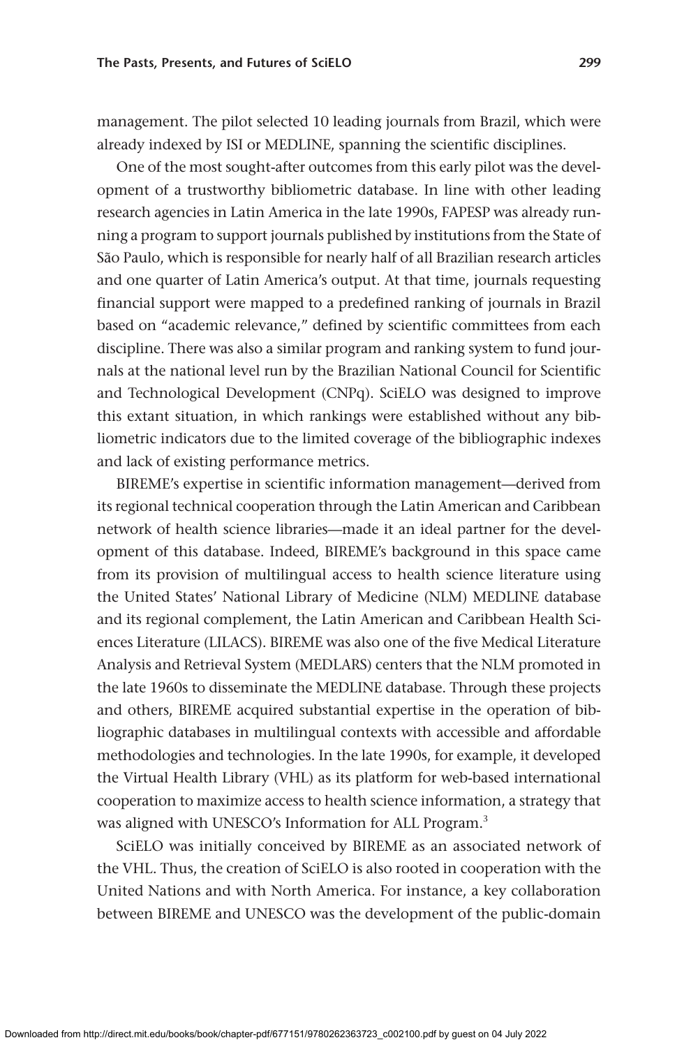management. The pilot selected 10 leading journals from Brazil, which were already indexed by ISI or MEDLINE, spanning the scientific disciplines.

One of the most sought-after outcomes from this early pilot was the development of a trustworthy bibliometric database. In line with other leading research agencies in Latin America in the late 1990s, FAPESP was already running a program to support journals published by institutions from the State of São Paulo, which is responsible for nearly half of all Brazilian research articles and one quarter of Latin America's output. At that time, journals requesting financial support were mapped to a predefined ranking of journals in Brazil based on "academic relevance," defined by scientific committees from each discipline. There was also a similar program and ranking system to fund journals at the national level run by the Brazilian National Council for Scientific and Technological Development (CNPq). SciELO was designed to improve this extant situation, in which rankings were established without any bibliometric indicators due to the limited coverage of the bibliographic indexes and lack of existing performance metrics.

BIREME's expertise in scientific information management—derived from its regional technical cooperation through the Latin American and Caribbean network of health science libraries—made it an ideal partner for the development of this database. Indeed, BIREME's background in this space came from its provision of multilingual access to health science literature using the United States' National Library of Medicine (NLM) MEDLINE database and its regional complement, the Latin American and Caribbean Health Sciences Literature (LILACS). BIREME was also one of the five Medical Literature Analysis and Retrieval System (MEDLARS) centers that the NLM promoted in the late 1960s to disseminate the MEDLINE database. Through these projects and others, BIREME acquired substantial expertise in the operation of bibliographic databases in multilingual contexts with accessible and affordable methodologies and technologies. In the late 1990s, for example, it developed the Virtual Health Library (VHL) as its platform for web-based international cooperation to maximize access to health science information, a strategy that was aligned with UNESCO's Information for ALL Program.[3]

SciELO was initially conceived by BIREME as an associated network of the VHL. Thus, the creation of SciELO is also rooted in cooperation with the United Nations and with North America. For instance, a key collaboration between BIREME and UNESCO was the development of the public-domain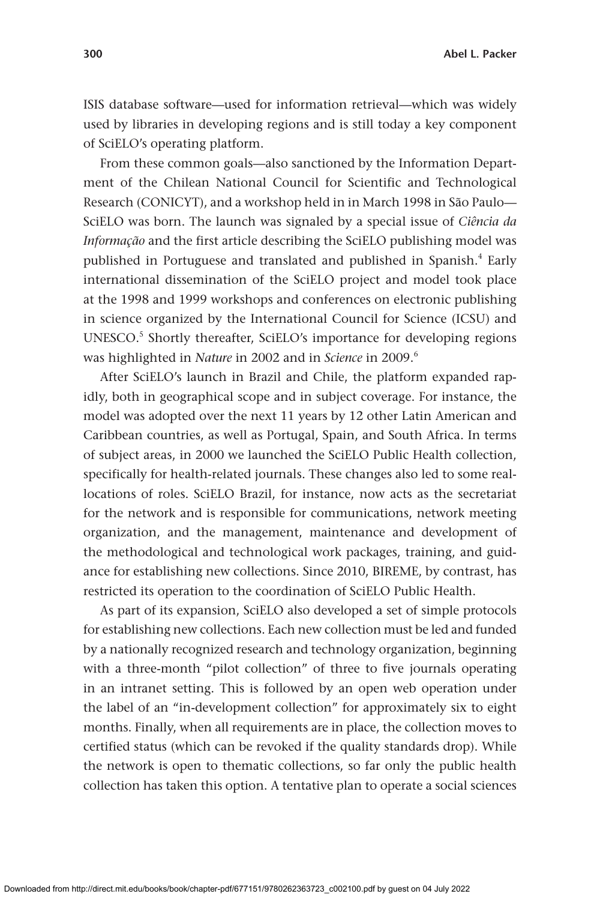ISIS database software—used for information retrieval—which was widely used by libraries in developing regions and is still today a key component of SciELO's operating platform.

From these common goals—also sanctioned by the Information Department of the Chilean National Council for Scientific and Technological Research (CONICYT), and a workshop held in in March 1998 in São Paulo—SciELO was born. The launch was signaled by a special issue of *Ciência da Informação* and the first article describing the SciELO publishing model was published in Portuguese and translated and published in Spanish.[4] Early international dissemination of the SciELO project and model took place at the 1998 and 1999 workshops and conferences on electronic publishing in science organized by the International Council for Science (ICSU) and UNESCO.[5] Shortly thereafter, SciELO's importance for developing regions was highlighted in *Nature* in 2002 and in *Science* in 2009.[6]

After SciELO's launch in Brazil and Chile, the platform expanded rapidly, both in geographical scope and in subject coverage. For instance, the model was adopted over the next 11 years by 12 other Latin American and Caribbean countries, as well as Portugal, Spain, and South Africa. In terms of subject areas, in 2000 we launched the SciELO Public Health collection, specifically for health-related journals. These changes also led to some reallocations of roles. SciELO Brazil, for instance, now acts as the secretariat for the network and is responsible for communications, network meeting organization, and the management, maintenance and development of the methodological and technological work packages, training, and guidance for establishing new collections. Since 2010, BIREME, by contrast, has restricted its operation to the coordination of SciELO Public Health.

As part of its expansion, SciELO also developed a set of simple protocols for establishing new collections. Each new collection must be led and funded by a nationally recognized research and technology organization, beginning with a three-month "pilot collection" of three to five journals operating in an intranet setting. This is followed by an open web operation under the label of an "in-development collection" for approximately six to eight months. Finally, when all requirements are in place, the collection moves to certified status (which can be revoked if the quality standards drop). While the network is open to thematic collections, so far only the public health collection has taken this option. A tentative plan to operate a social sciences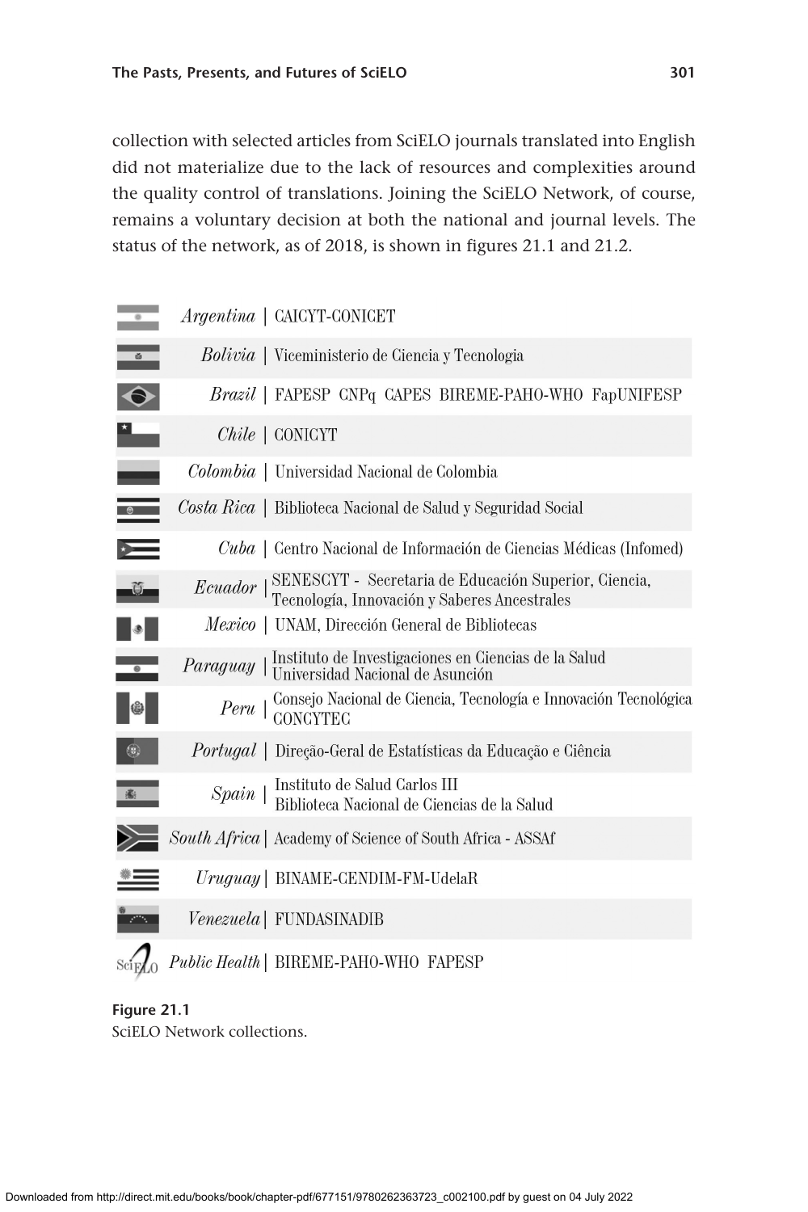collection with selected articles from SciELO journals translated into English did not materialize due to the lack of resources and complexities around the quality control of translations. Joining the SciELO Network, of course, remains a voluntary decision at both the national and journal levels. The status of the network, as of 2018, is shown in figures 21.1 and 21.2.

| Collection | Institution |
|---|---|
| *Argentina* | CAICYT-CONICET |
| *Bolivia* | Viceministerio de Ciencia y Tecnologia |
| *Brazil* | FAPESP CNPq CAPES BIREME-PAHO-WHO FapUNIFESP |
| *Chile* | CONICYT |
| *Colombia* | Universidad Nacional de Colombia |
| *Costa Rica* | Biblioteca Nacional de Salud y Seguridad Social |
| *Cuba* | Centro Nacional de Información de Ciencias Médicas (Infomed) |
| *Ecuador* | SENESCYT - Secretaria de Educación Superior, Ciencia, Tecnología, Innovación y Saberes Ancestrales |
| *Mexico* | UNAM, Dirección General de Bibliotecas |
| *Paraguay* | Instituto de Investigaciones en Ciencias de la Salud Universidad Nacional de Asunción |
| *Peru* | Consejo Nacional de Ciencia, Tecnología e Innovación Tecnológica CONCYTEC |
| *Portugal* | Direção-Geral de Estatísticas da Educação e Ciência |
| *Spain* | Instituto de Salud Carlos III Biblioteca Nacional de Ciencias de la Salud |
| *South Africa* | Academy of Science of South Africa - ASSAf |
| *Uruguay* | BINAME-CENDIM-FM-UdelaR |
| *Venezuela* | FUNDASINADIB |
| *Public Health* | BIREME-PAHO-WHO FAPESP |

**Figure 21.1**
SciELO Network collections.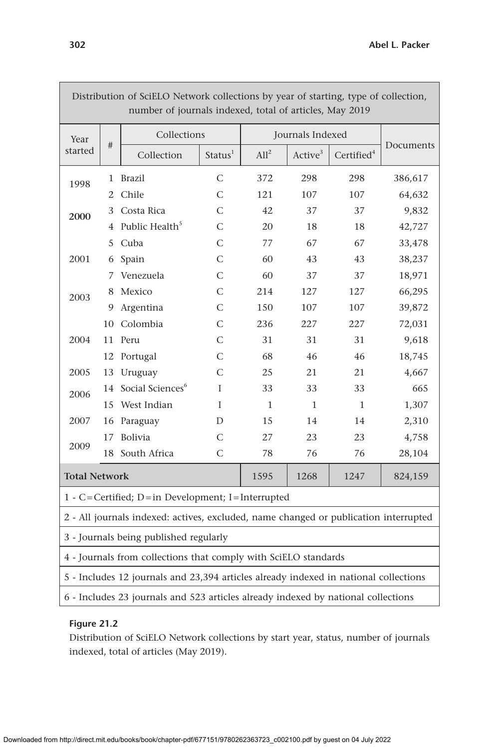| Distribution of SciELO Network collections by year of starting, type of collection, number of journals indexed, total of articles, May 2019 | | | | | | | |
|---|---|---|---|---|---|---|---|
| Year started | # | Collections | | Journals Indexed | | | Documents |
| | | Collection | Status[1] | All[2] | Active[3] | Certified[4] | |
| 1998 | 1 | Brazil | C | 372 | 298 | 298 | 386,617 |
| | 2 | Chile | C | 121 | 107 | 107 | 64,632 |
| **2000** | 3 | Costa Rica | C | 42 | 37 | 37 | 9,832 |
| | 4 | Public Health[5] | C | 20 | 18 | 18 | 42,727 |
| 2001 | 5 | Cuba | C | 77 | 67 | 67 | 33,478 |
| | 6 | Spain | C | 60 | 43 | 43 | 38,237 |
| | 7 | Venezuela | C | 60 | 37 | 37 | 18,971 |
| 2003 | 8 | Mexico | C | 214 | 127 | 127 | 66,295 |
| | 9 | Argentina | C | 150 | 107 | 107 | 39,872 |
| 2004 | 10 | Colombia | C | 236 | 227 | 227 | 72,031 |
| | 11 | Peru | C | 31 | 31 | 31 | 9,618 |
| | 12 | Portugal | C | 68 | 46 | 46 | 18,745 |
| 2005 | 13 | Uruguay | C | 25 | 21 | 21 | 4,667 |
| 2006 | 14 | Social Sciences[6] | I | 33 | 33 | 33 | 665 |
| | 15 | West Indian | I | 1 | 1 | 1 | 1,307 |
| 2007 | 16 | Paraguay | D | 15 | 14 | 14 | 2,310 |
| 2009 | 17 | Bolivia | C | 27 | 23 | 23 | 4,758 |
| | 18 | South Africa | C | 78 | 76 | 76 | 28,104 |
| **Total Network** | | | | 1595 | 1268 | 1247 | 824,159 |

1 - C=Certified; D=in Development; I=Interrupted

2 - All journals indexed: actives, excluded, name changed or publication interrupted

3 - Journals being published regularly

4 - Journals from collections that comply with SciELO standards

5 - Includes 12 journals and 23,394 articles already indexed in national collections

6 - Includes 23 journals and 523 articles already indexed by national collections

**Figure 21.2**

Distribution of SciELO Network collections by start year, status, number of journals indexed, total of articles (May 2019).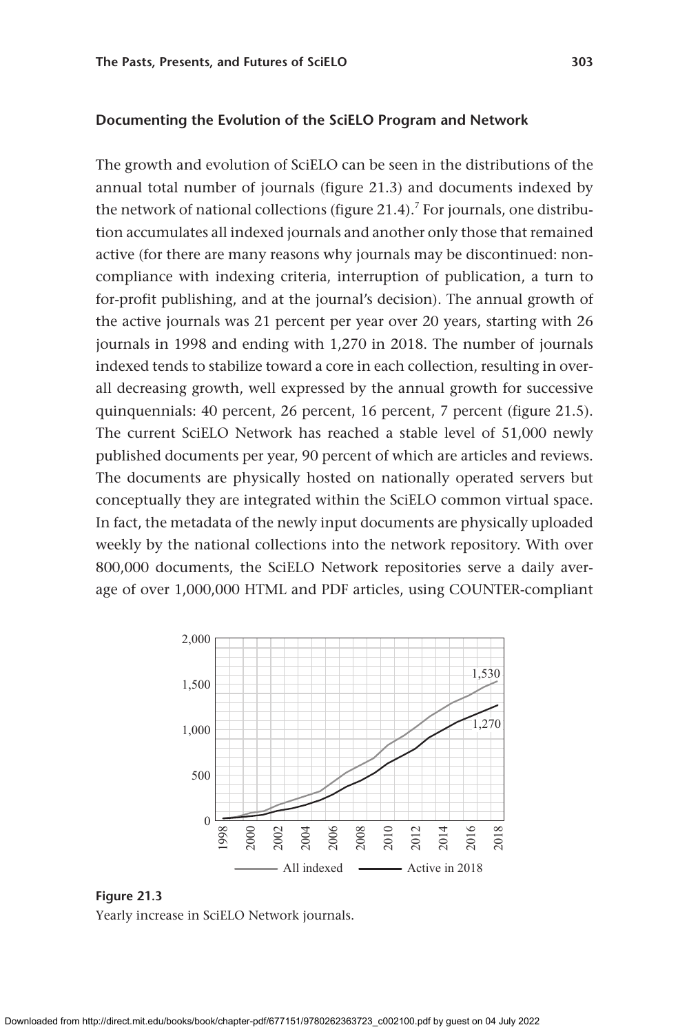## Documenting the Evolution of the SciELO Program and Network

The growth and evolution of SciELO can be seen in the distributions of the annual total number of journals (figure 21.3) and documents indexed by the network of national collections (figure 21.4).[7] For journals, one distribution accumulates all indexed journals and another only those that remained active (for there are many reasons why journals may be discontinued: non-compliance with indexing criteria, interruption of publication, a turn to for-profit publishing, and at the journal's decision). The annual growth of the active journals was 21 percent per year over 20 years, starting with 26 journals in 1998 and ending with 1,270 in 2018. The number of journals indexed tends to stabilize toward a core in each collection, resulting in overall decreasing growth, well expressed by the annual growth for successive quinquennials: 40 percent, 26 percent, 16 percent, 7 percent (figure 21.5). The current SciELO Network has reached a stable level of 51,000 newly published documents per year, 90 percent of which are articles and reviews. The documents are physically hosted on nationally operated servers but conceptually they are integrated within the SciELO common virtual space. In fact, the metadata of the newly input documents are physically uploaded weekly by the national collections into the network repository. With over 800,000 documents, the SciELO Network repositories serve a daily average of over 1,000,000 HTML and PDF articles, using COUNTER-compliant

**Figure 21.3**
Yearly increase in SciELO Network journals.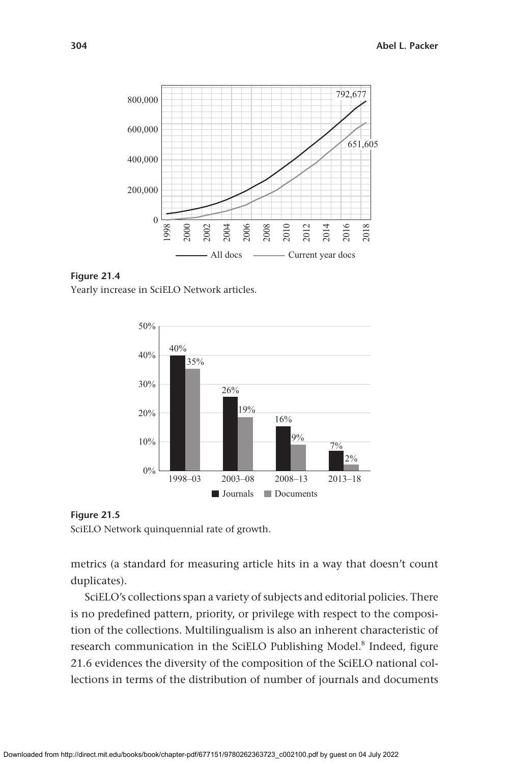**Figure 21.4**
Yearly increase in SciELO Network articles.

**Figure 21.5**
SciELO Network quinquennial rate of growth.

metrics (a standard for measuring article hits in a way that doesn't count duplicates).

SciELO's collections span a variety of subjects and editorial policies. There is no predefined pattern, priority, or privilege with respect to the composition of the collections. Multilingualism is also an inherent characteristic of research communication in the SciELO Publishing Model.[8] Indeed, figure 21.6 evidences the diversity of the composition of the SciELO national collections in terms of the distribution of number of journals and documents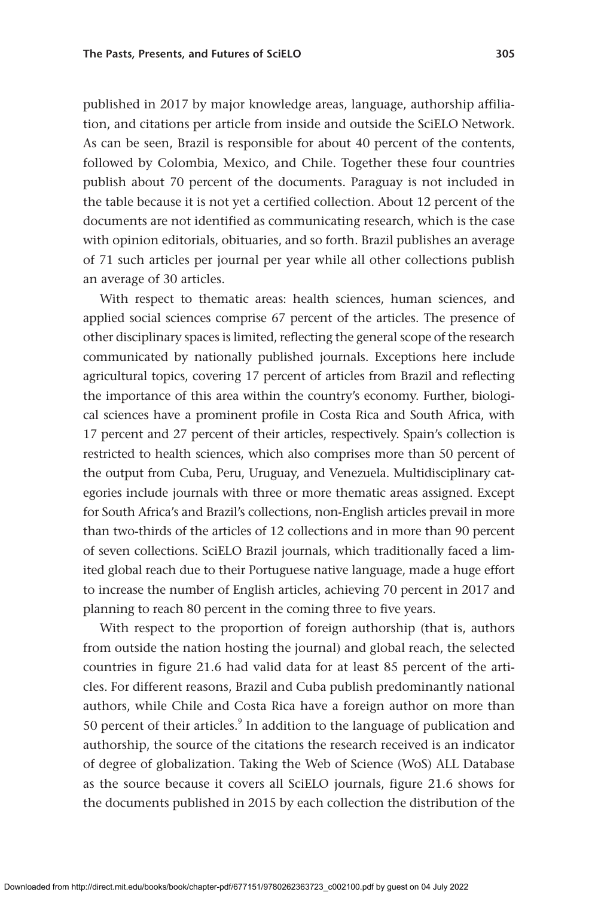published in 2017 by major knowledge areas, language, authorship affiliation, and citations per article from inside and outside the SciELO Network. As can be seen, Brazil is responsible for about 40 percent of the contents, followed by Colombia, Mexico, and Chile. Together these four countries publish about 70 percent of the documents. Paraguay is not included in the table because it is not yet a certified collection. About 12 percent of the documents are not identified as communicating research, which is the case with opinion editorials, obituaries, and so forth. Brazil publishes an average of 71 such articles per journal per year while all other collections publish an average of 30 articles.

With respect to thematic areas: health sciences, human sciences, and applied social sciences comprise 67 percent of the articles. The presence of other disciplinary spaces is limited, reflecting the general scope of the research communicated by nationally published journals. Exceptions here include agricultural topics, covering 17 percent of articles from Brazil and reflecting the importance of this area within the country's economy. Further, biological sciences have a prominent profile in Costa Rica and South Africa, with 17 percent and 27 percent of their articles, respectively. Spain's collection is restricted to health sciences, which also comprises more than 50 percent of the output from Cuba, Peru, Uruguay, and Venezuela. Multidisciplinary categories include journals with three or more thematic areas assigned. Except for South Africa's and Brazil's collections, non-English articles prevail in more than two-thirds of the articles of 12 collections and in more than 90 percent of seven collections. SciELO Brazil journals, which traditionally faced a limited global reach due to their Portuguese native language, made a huge effort to increase the number of English articles, achieving 70 percent in 2017 and planning to reach 80 percent in the coming three to five years.

With respect to the proportion of foreign authorship (that is, authors from outside the nation hosting the journal) and global reach, the selected countries in figure 21.6 had valid data for at least 85 percent of the articles. For different reasons, Brazil and Cuba publish predominantly national authors, while Chile and Costa Rica have a foreign author on more than 50 percent of their articles.[9] In addition to the language of publication and authorship, the source of the citations the research received is an indicator of degree of globalization. Taking the Web of Science (WoS) ALL Database as the source because it covers all SciELO journals, figure 21.6 shows for the documents published in 2015 by each collection the distribution of the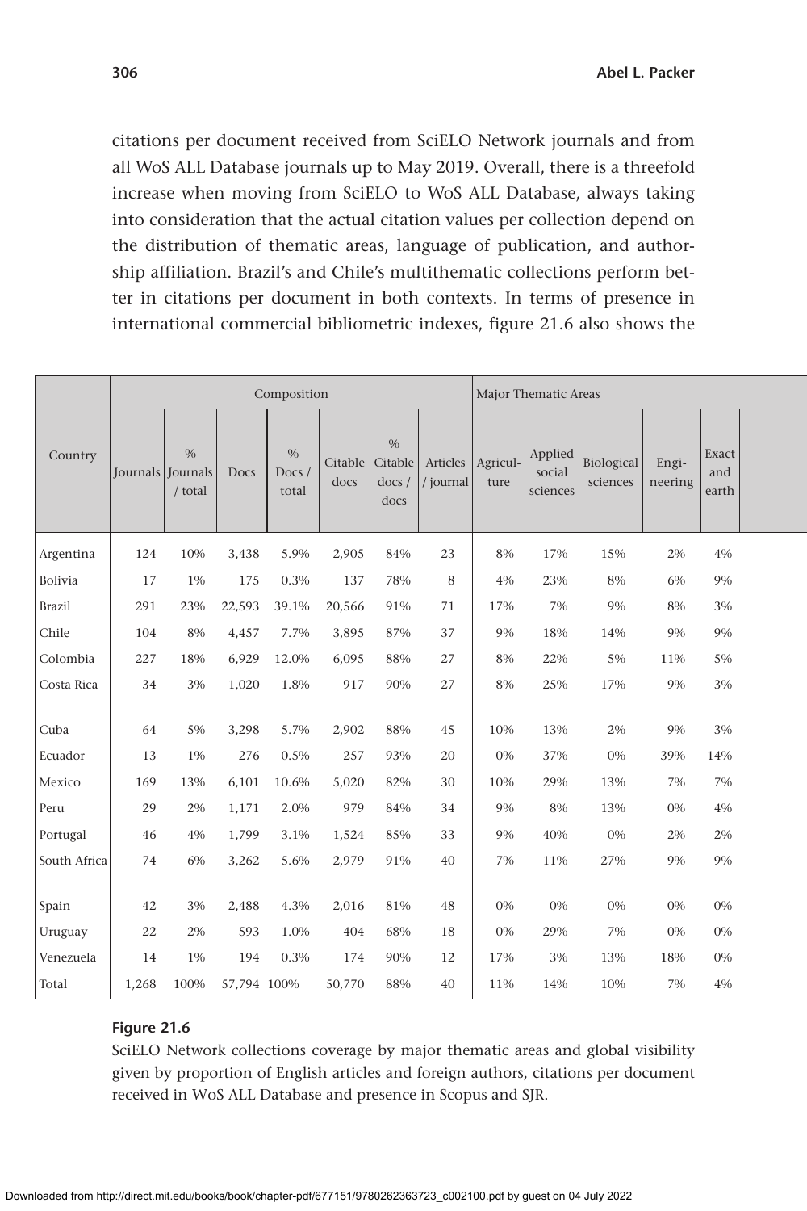citations per document received from SciELO Network journals and from all WoS ALL Database journals up to May 2019. Overall, there is a threefold increase when moving from SciELO to WoS ALL Database, always taking into consideration that the actual citation values per collection depend on the distribution of thematic areas, language of publication, and authorship affiliation. Brazil's and Chile's multithematic collections perform better in citations per document in both contexts. In terms of presence in international commercial bibliometric indexes, figure 21.6 also shows the

| Country | Composition | | | | | | | Major Thematic Areas | | | | | |
|---|---|---|---|---|---|---|---|---|---|---|---|---|---|
| | Journals | % Journals / total | Docs | % Docs / total | Citable docs | % Citable docs / docs | Articles / journal | Agriculture | Applied social sciences | Biological sciences | Engineering | Exact and earth | |
| Argentina | 124 | 10% | 3,438 | 5.9% | 2,905 | 84% | 23 | 8% | 17% | 15% | 2% | 4% | |
| Bolivia | 17 | 1% | 175 | 0.3% | 137 | 78% | 8 | 4% | 23% | 8% | 6% | 9% | |
| Brazil | 291 | 23% | 22,593 | 39.1% | 20,566 | 91% | 71 | 17% | 7% | 9% | 8% | 3% | |
| Chile | 104 | 8% | 4,457 | 7.7% | 3,895 | 87% | 37 | 9% | 18% | 14% | 9% | 9% | |
| Colombia | 227 | 18% | 6,929 | 12.0% | 6,095 | 88% | 27 | 8% | 22% | 5% | 11% | 5% | |
| Costa Rica | 34 | 3% | 1,020 | 1.8% | 917 | 90% | 27 | 8% | 25% | 17% | 9% | 3% | |
| Cuba | 64 | 5% | 3,298 | 5.7% | 2,902 | 88% | 45 | 10% | 13% | 2% | 9% | 3% | |
| Ecuador | 13 | 1% | 276 | 0.5% | 257 | 93% | 20 | 0% | 37% | 0% | 39% | 14% | |
| Mexico | 169 | 13% | 6,101 | 10.6% | 5,020 | 82% | 30 | 10% | 29% | 13% | 7% | 7% | |
| Peru | 29 | 2% | 1,171 | 2.0% | 979 | 84% | 34 | 9% | 8% | 13% | 0% | 4% | |
| Portugal | 46 | 4% | 1,799 | 3.1% | 1,524 | 85% | 33 | 9% | 40% | 0% | 2% | 2% | |
| South Africa | 74 | 6% | 3,262 | 5.6% | 2,979 | 91% | 40 | 7% | 11% | 27% | 9% | 9% | |
| Spain | 42 | 3% | 2,488 | 4.3% | 2,016 | 81% | 48 | 0% | 0% | 0% | 0% | 0% | |
| Uruguay | 22 | 2% | 593 | 1.0% | 404 | 68% | 18 | 0% | 29% | 7% | 0% | 0% | |
| Venezuela | 14 | 1% | 194 | 0.3% | 174 | 90% | 12 | 17% | 3% | 13% | 18% | 0% | |
| Total | 1,268 | 100% | 57,794 | 100% | 50,770 | 88% | 40 | 11% | 14% | 10% | 7% | 4% | |

**Figure 21.6**

SciELO Network collections coverage by major thematic areas and global visibility given by proportion of English articles and foreign authors, citations per document received in WoS ALL Database and presence in Scopus and SJR.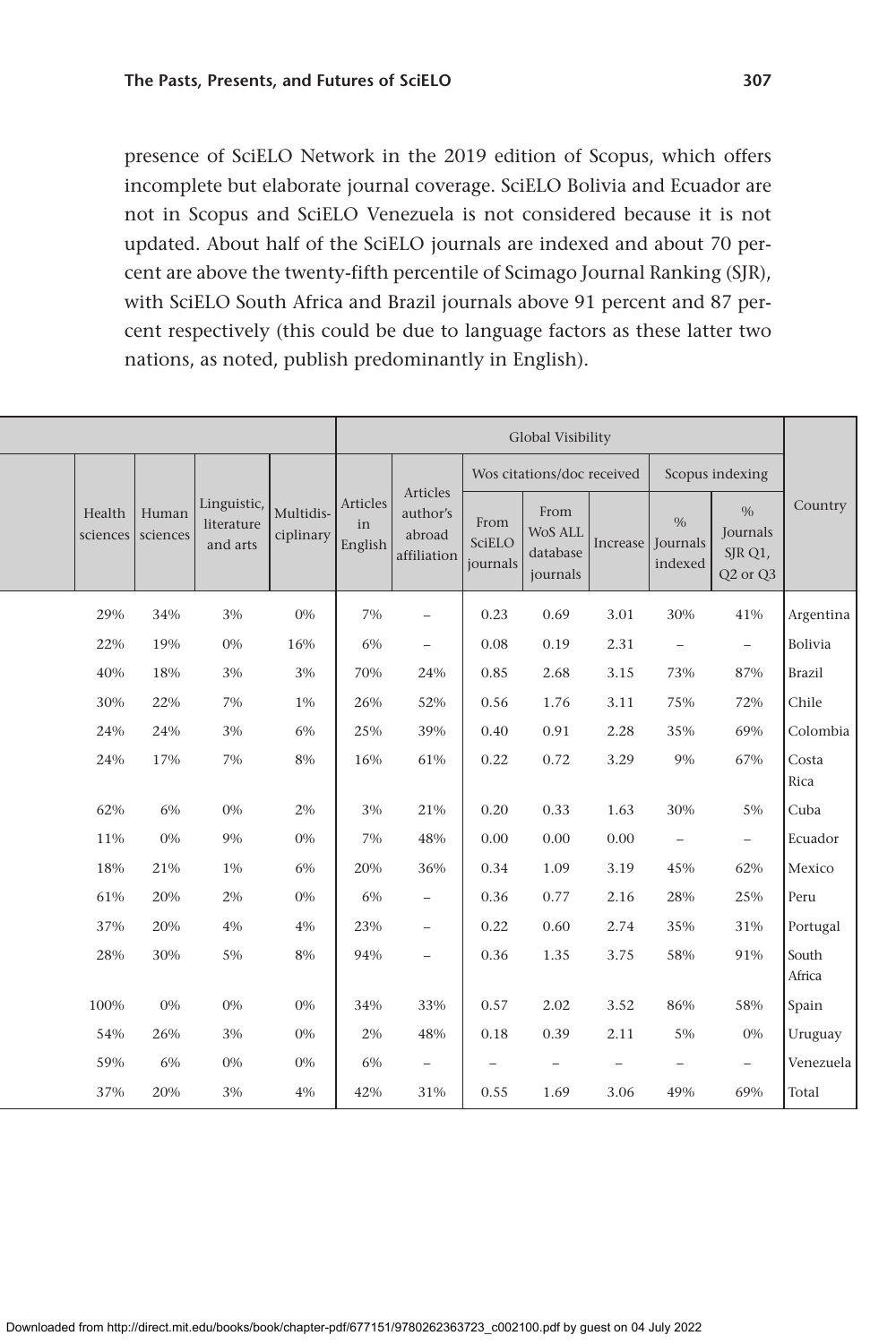presence of SciELO Network in the 2019 edition of Scopus, which offers incomplete but elaborate journal coverage. SciELO Bolivia and Ecuador are not in Scopus and SciELO Venezuela is not considered because it is not updated. About half of the SciELO journals are indexed and about 70 percent are above the twenty-fifth percentile of Scimago Journal Ranking (SJR), with SciELO South Africa and Brazil journals above 91 percent and 87 percent respectively (this could be due to language factors as these latter two nations, as noted, publish predominantly in English).

| | | | | Global Visibility | | | | | | | |
|---|---|---|---|---|---|---|---|---|---|---|---|
| | | | | | | Wos citations/doc received | | | Scopus indexing | | |
| Health sciences | Human sciences | Linguistic, literature and arts | Multidisciplinary | Articles in English | Articles author's abroad affiliation | From SciELO journals | From WoS ALL database journals | Increase | % Journals indexed | % Journals SJR Q1, Q2 or Q3 | Country |
| 29% | 34% | 3% | 0% | 7% | – | 0.23 | 0.69 | 3.01 | 30% | 41% | Argentina |
| 22% | 19% | 0% | 16% | 6% | – | 0.08 | 0.19 | 2.31 | – | – | Bolivia |
| 40% | 18% | 3% | 3% | 70% | 24% | 0.85 | 2.68 | 3.15 | 73% | 87% | Brazil |
| 30% | 22% | 7% | 1% | 26% | 52% | 0.56 | 1.76 | 3.11 | 75% | 72% | Chile |
| 24% | 24% | 3% | 6% | 25% | 39% | 0.40 | 0.91 | 2.28 | 35% | 69% | Colombia |
| 24% | 17% | 7% | 8% | 16% | 61% | 0.22 | 0.72 | 3.29 | 9% | 67% | Costa Rica |
| 62% | 6% | 0% | 2% | 3% | 21% | 0.20 | 0.33 | 1.63 | 30% | 5% | Cuba |
| 11% | 0% | 9% | 0% | 7% | 48% | 0.00 | 0.00 | 0.00 | – | – | Ecuador |
| 18% | 21% | 1% | 6% | 20% | 36% | 0.34 | 1.09 | 3.19 | 45% | 62% | Mexico |
| 61% | 20% | 2% | 0% | 6% | – | 0.36 | 0.77 | 2.16 | 28% | 25% | Peru |
| 37% | 20% | 4% | 4% | 23% | – | 0.22 | 0.60 | 2.74 | 35% | 31% | Portugal |
| 28% | 30% | 5% | 8% | 94% | – | 0.36 | 1.35 | 3.75 | 58% | 91% | South Africa |
| 100% | 0% | 0% | 0% | 34% | 33% | 0.57 | 2.02 | 3.52 | 86% | 58% | Spain |
| 54% | 26% | 3% | 0% | 2% | 48% | 0.18 | 0.39 | 2.11 | 5% | 0% | Uruguay |
| 59% | 6% | 0% | 0% | 6% | – | – | – | – | – | – | Venezuela |
| 37% | 20% | 3% | 4% | 42% | 31% | 0.55 | 1.69 | 3.06 | 49% | 69% | Total |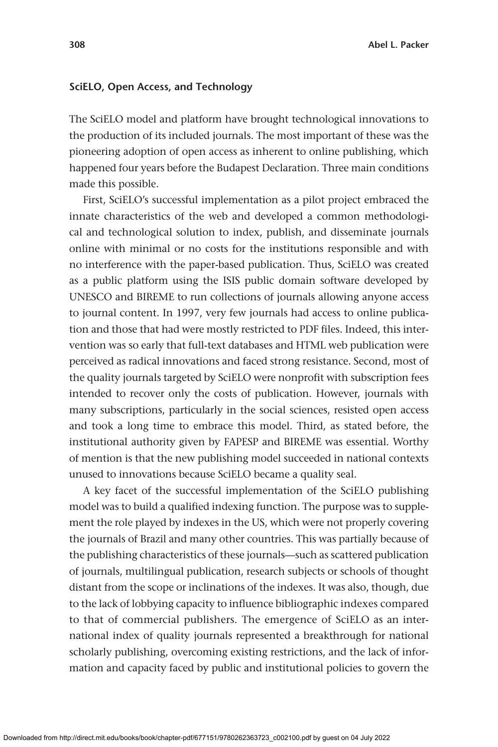### SciELO, Open Access, and Technology

The SciELO model and platform have brought technological innovations to the production of its included journals. The most important of these was the pioneering adoption of open access as inherent to online publishing, which happened four years before the Budapest Declaration. Three main conditions made this possible.

First, SciELO's successful implementation as a pilot project embraced the innate characteristics of the web and developed a common methodological and technological solution to index, publish, and disseminate journals online with minimal or no costs for the institutions responsible and with no interference with the paper-based publication. Thus, SciELO was created as a public platform using the ISIS public domain software developed by UNESCO and BIREME to run collections of journals allowing anyone access to journal content. In 1997, very few journals had access to online publication and those that had were mostly restricted to PDF files. Indeed, this intervention was so early that full-text databases and HTML web publication were perceived as radical innovations and faced strong resistance. Second, most of the quality journals targeted by SciELO were nonprofit with subscription fees intended to recover only the costs of publication. However, journals with many subscriptions, particularly in the social sciences, resisted open access and took a long time to embrace this model. Third, as stated before, the institutional authority given by FAPESP and BIREME was essential. Worthy of mention is that the new publishing model succeeded in national contexts unused to innovations because SciELO became a quality seal.

A key facet of the successful implementation of the SciELO publishing model was to build a qualified indexing function. The purpose was to supplement the role played by indexes in the US, which were not properly covering the journals of Brazil and many other countries. This was partially because of the publishing characteristics of these journals—such as scattered publication of journals, multilingual publication, research subjects or schools of thought distant from the scope or inclinations of the indexes. It was also, though, due to the lack of lobbying capacity to influence bibliographic indexes compared to that of commercial publishers. The emergence of SciELO as an international index of quality journals represented a breakthrough for national scholarly publishing, overcoming existing restrictions, and the lack of information and capacity faced by public and institutional policies to govern the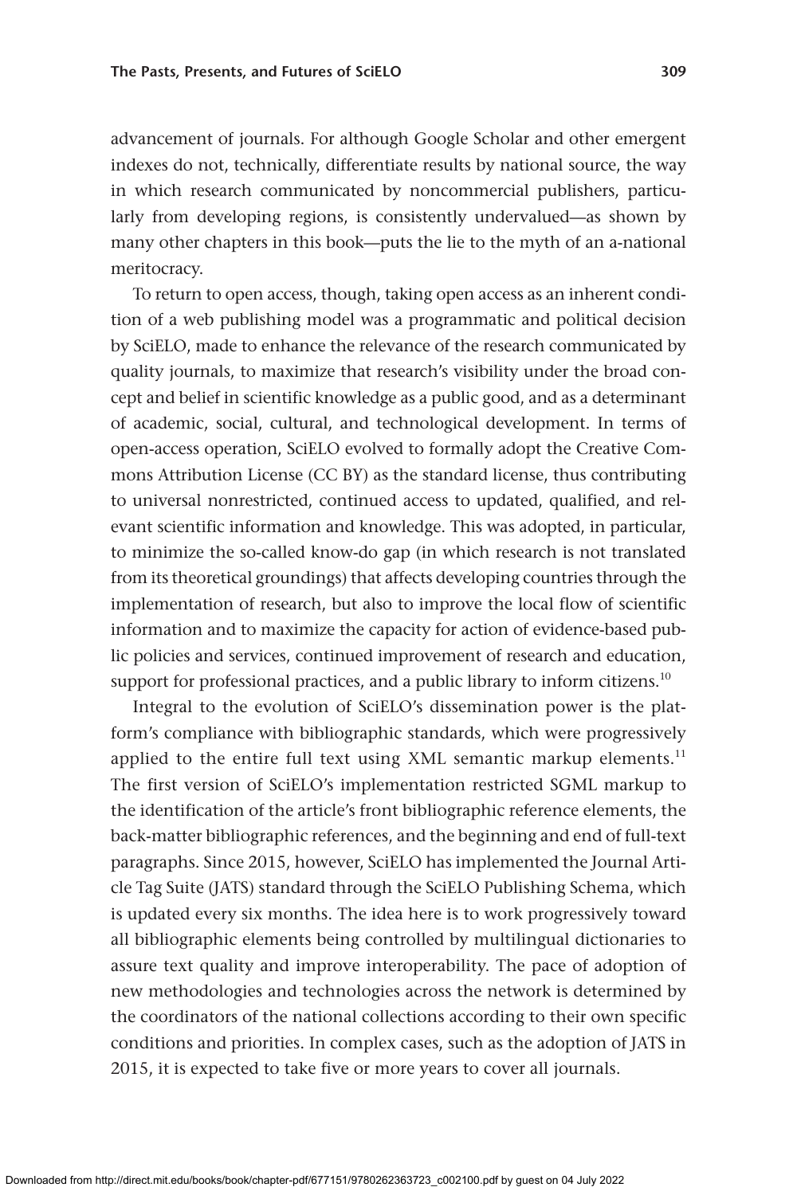advancement of journals. For although Google Scholar and other emergent indexes do not, technically, differentiate results by national source, the way in which research communicated by noncommercial publishers, particularly from developing regions, is consistently undervalued—as shown by many other chapters in this book—puts the lie to the myth of an a-national meritocracy.

To return to open access, though, taking open access as an inherent condition of a web publishing model was a programmatic and political decision by SciELO, made to enhance the relevance of the research communicated by quality journals, to maximize that research's visibility under the broad concept and belief in scientific knowledge as a public good, and as a determinant of academic, social, cultural, and technological development. In terms of open-access operation, SciELO evolved to formally adopt the Creative Commons Attribution License (CC BY) as the standard license, thus contributing to universal nonrestricted, continued access to updated, qualified, and relevant scientific information and knowledge. This was adopted, in particular, to minimize the so-called know-do gap (in which research is not translated from its theoretical groundings) that affects developing countries through the implementation of research, but also to improve the local flow of scientific information and to maximize the capacity for action of evidence-based public policies and services, continued improvement of research and education, support for professional practices, and a public library to inform citizens.[10]

Integral to the evolution of SciELO's dissemination power is the platform's compliance with bibliographic standards, which were progressively applied to the entire full text using XML semantic markup elements.[11] The first version of SciELO's implementation restricted SGML markup to the identification of the article's front bibliographic reference elements, the back-matter bibliographic references, and the beginning and end of full-text paragraphs. Since 2015, however, SciELO has implemented the Journal Article Tag Suite (JATS) standard through the SciELO Publishing Schema, which is updated every six months. The idea here is to work progressively toward all bibliographic elements being controlled by multilingual dictionaries to assure text quality and improve interoperability. The pace of adoption of new methodologies and technologies across the network is determined by the coordinators of the national collections according to their own specific conditions and priorities. In complex cases, such as the adoption of JATS in 2015, it is expected to take five or more years to cover all journals.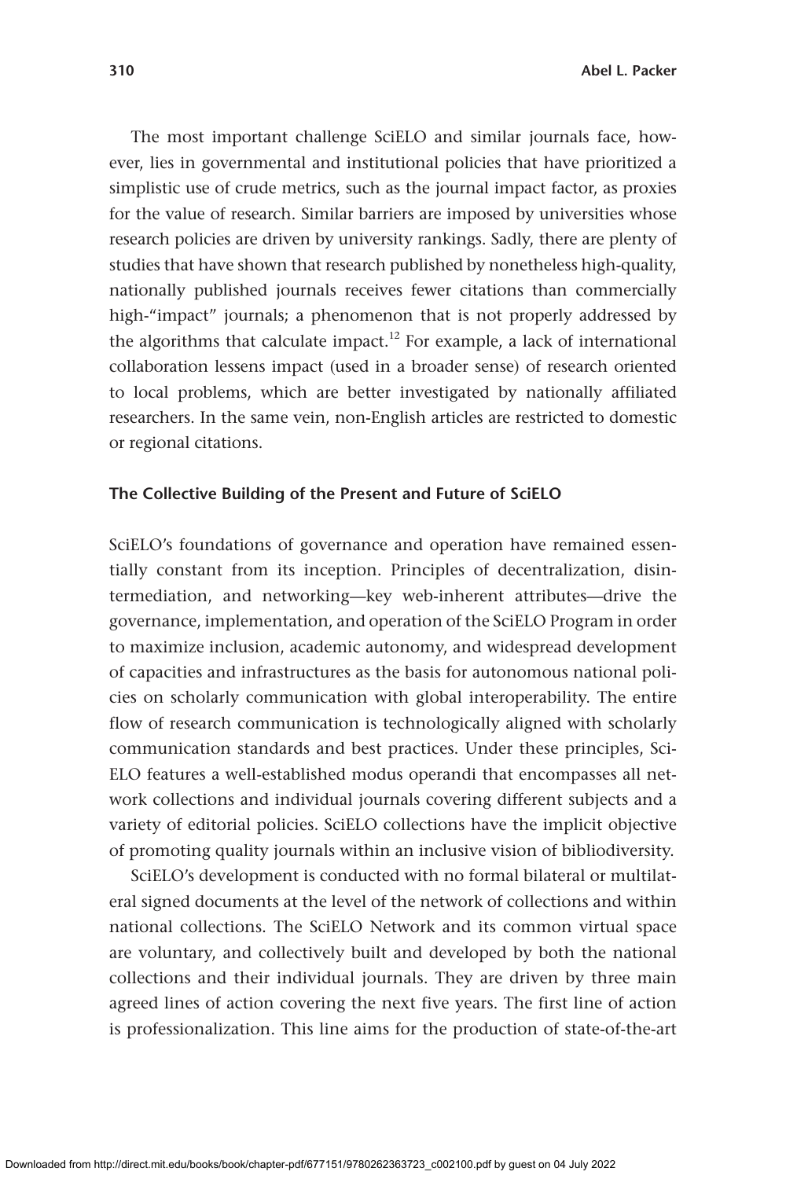The most important challenge SciELO and similar journals face, however, lies in governmental and institutional policies that have prioritized a simplistic use of crude metrics, such as the journal impact factor, as proxies for the value of research. Similar barriers are imposed by universities whose research policies are driven by university rankings. Sadly, there are plenty of studies that have shown that research published by nonetheless high-quality, nationally published journals receives fewer citations than commercially high-"impact" journals; a phenomenon that is not properly addressed by the algorithms that calculate impact.[12] For example, a lack of international collaboration lessens impact (used in a broader sense) of research oriented to local problems, which are better investigated by nationally affiliated researchers. In the same vein, non-English articles are restricted to domestic or regional citations.

### The Collective Building of the Present and Future of SciELO

SciELO's foundations of governance and operation have remained essentially constant from its inception. Principles of decentralization, disintermediation, and networking—key web-inherent attributes—drive the governance, implementation, and operation of the SciELO Program in order to maximize inclusion, academic autonomy, and widespread development of capacities and infrastructures as the basis for autonomous national policies on scholarly communication with global interoperability. The entire flow of research communication is technologically aligned with scholarly communication standards and best practices. Under these principles, SciELO features a well-established modus operandi that encompasses all network collections and individual journals covering different subjects and a variety of editorial policies. SciELO collections have the implicit objective of promoting quality journals within an inclusive vision of bibliodiversity.

SciELO's development is conducted with no formal bilateral or multilateral signed documents at the level of the network of collections and within national collections. The SciELO Network and its common virtual space are voluntary, and collectively built and developed by both the national collections and their individual journals. They are driven by three main agreed lines of action covering the next five years. The first line of action is professionalization. This line aims for the production of state-of-the-art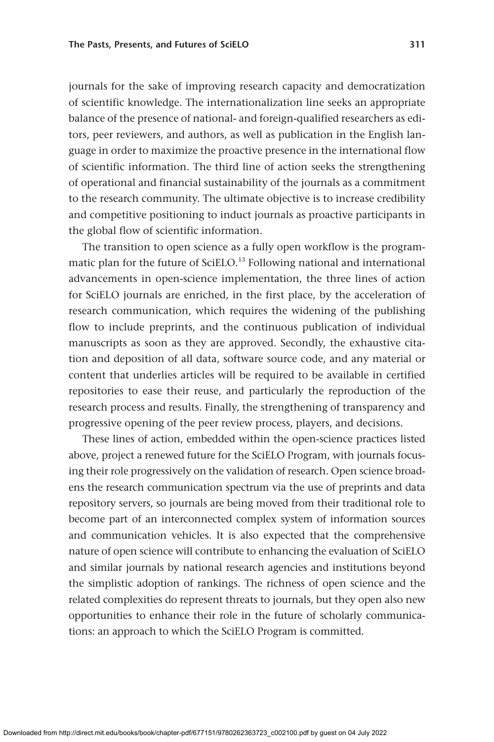journals for the sake of improving research capacity and democratization of scientific knowledge. The internationalization line seeks an appropriate balance of the presence of national- and foreign-qualified researchers as editors, peer reviewers, and authors, as well as publication in the English language in order to maximize the proactive presence in the international flow of scientific information. The third line of action seeks the strengthening of operational and financial sustainability of the journals as a commitment to the research community. The ultimate objective is to increase credibility and competitive positioning to induct journals as proactive participants in the global flow of scientific information.

The transition to open science as a fully open workflow is the programmatic plan for the future of SciELO.[13] Following national and international advancements in open-science implementation, the three lines of action for SciELO journals are enriched, in the first place, by the acceleration of research communication, which requires the widening of the publishing flow to include preprints, and the continuous publication of individual manuscripts as soon as they are approved. Secondly, the exhaustive citation and deposition of all data, software source code, and any material or content that underlies articles will be required to be available in certified repositories to ease their reuse, and particularly the reproduction of the research process and results. Finally, the strengthening of transparency and progressive opening of the peer review process, players, and decisions.

These lines of action, embedded within the open-science practices listed above, project a renewed future for the SciELO Program, with journals focusing their role progressively on the validation of research. Open science broadens the research communication spectrum via the use of preprints and data repository servers, so journals are being moved from their traditional role to become part of an interconnected complex system of information sources and communication vehicles. It is also expected that the comprehensive nature of open science will contribute to enhancing the evaluation of SciELO and similar journals by national research agencies and institutions beyond the simplistic adoption of rankings. The richness of open science and the related complexities do represent threats to journals, but they open also new opportunities to enhance their role in the future of scholarly communications: an approach to which the SciELO Program is committed.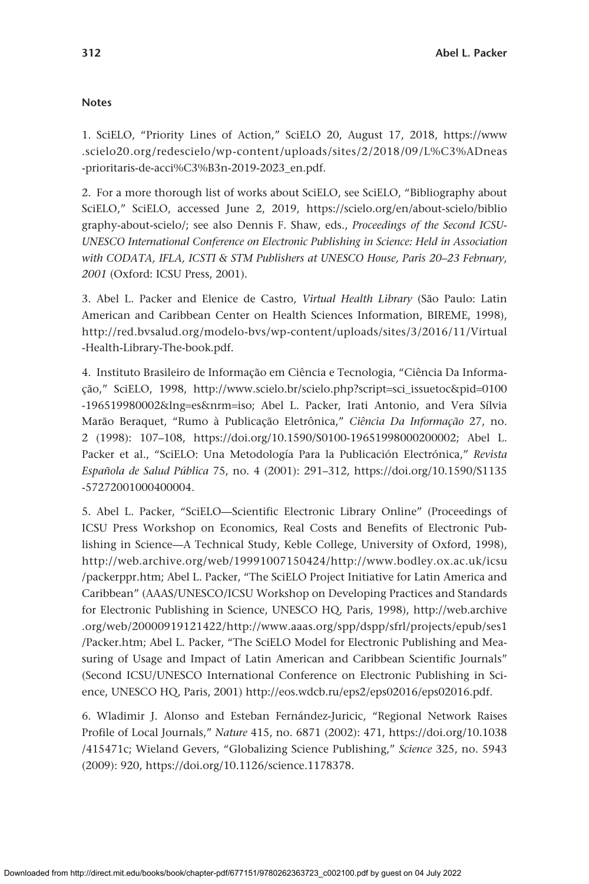## Notes

1. SciELO, "Priority Lines of Action," SciELO 20, August 17, 2018, https://www.scielo20.org/redescielo/wp-content/uploads/sites/2/2018/09/L%C3%ADneas-prioritaris-de-acci%C3%B3n-2019-2023_en.pdf.

2. For a more thorough list of works about SciELO, see SciELO, "Bibliography about SciELO," SciELO, accessed June 2, 2019, https://scielo.org/en/about-scielo/bibliography-about-scielo/; see also Dennis F. Shaw, eds., *Proceedings of the Second ICSU-UNESCO International Conference on Electronic Publishing in Science: Held in Association with CODATA, IFLA, ICSTI & STM Publishers at UNESCO House, Paris 20–23 February, 2001* (Oxford: ICSU Press, 2001).

3. Abel L. Packer and Elenice de Castro, *Virtual Health Library* (São Paulo: Latin American and Caribbean Center on Health Sciences Information, BIREME, 1998), http://red.bvsalud.org/modelo-bvs/wp-content/uploads/sites/3/2016/11/Virtual-Health-Library-The-book.pdf.

4. Instituto Brasileiro de Informação em Ciência e Tecnologia, "Ciência Da Informação," SciELO, 1998, http://www.scielo.br/scielo.php?script=sci_issuetoc&pid=0100-196519980002&lng=es&nrm=iso; Abel L. Packer, Irati Antonio, and Vera Sílvia Marão Beraquet, "Rumo à Publicação Eletrônica," *Ciência Da Informação* 27, no. 2 (1998): 107–108, https://doi.org/10.1590/S0100-19651998000200002; Abel L. Packer et al., "SciELO: Una Metodología Para la Publicación Electrónica," *Revista Española de Salud Pública* 75, no. 4 (2001): 291–312, https://doi.org/10.1590/S1135-57272001000400004.

5. Abel L. Packer, "SciELO—Scientific Electronic Library Online" (Proceedings of ICSU Press Workshop on Economics, Real Costs and Benefits of Electronic Publishing in Science—A Technical Study, Keble College, University of Oxford, 1998), http://web.archive.org/web/19991007150424/http://www.bodley.ox.ac.uk/icsu/packerppr.htm; Abel L. Packer, "The SciELO Project Initiative for Latin America and Caribbean" (AAAS/UNESCO/ICSU Workshop on Developing Practices and Standards for Electronic Publishing in Science, UNESCO HQ, Paris, 1998), http://web.archive.org/web/20000919121422/http://www.aaas.org/spp/dspp/sfrl/projects/epub/ses1/Packer.htm; Abel L. Packer, "The SciELO Model for Electronic Publishing and Measuring of Usage and Impact of Latin American and Caribbean Scientific Journals" (Second ICSU/UNESCO International Conference on Electronic Publishing in Science, UNESCO HQ, Paris, 2001) http://eos.wdcb.ru/eps2/eps02016/eps02016.pdf.

6. Wladimir J. Alonso and Esteban Fernández-Juricic, "Regional Network Raises Profile of Local Journals," *Nature* 415, no. 6871 (2002): 471, https://doi.org/10.1038/415471c; Wieland Gevers, "Globalizing Science Publishing," *Science* 325, no. 5943 (2009): 920, https://doi.org/10.1126/science.1178378.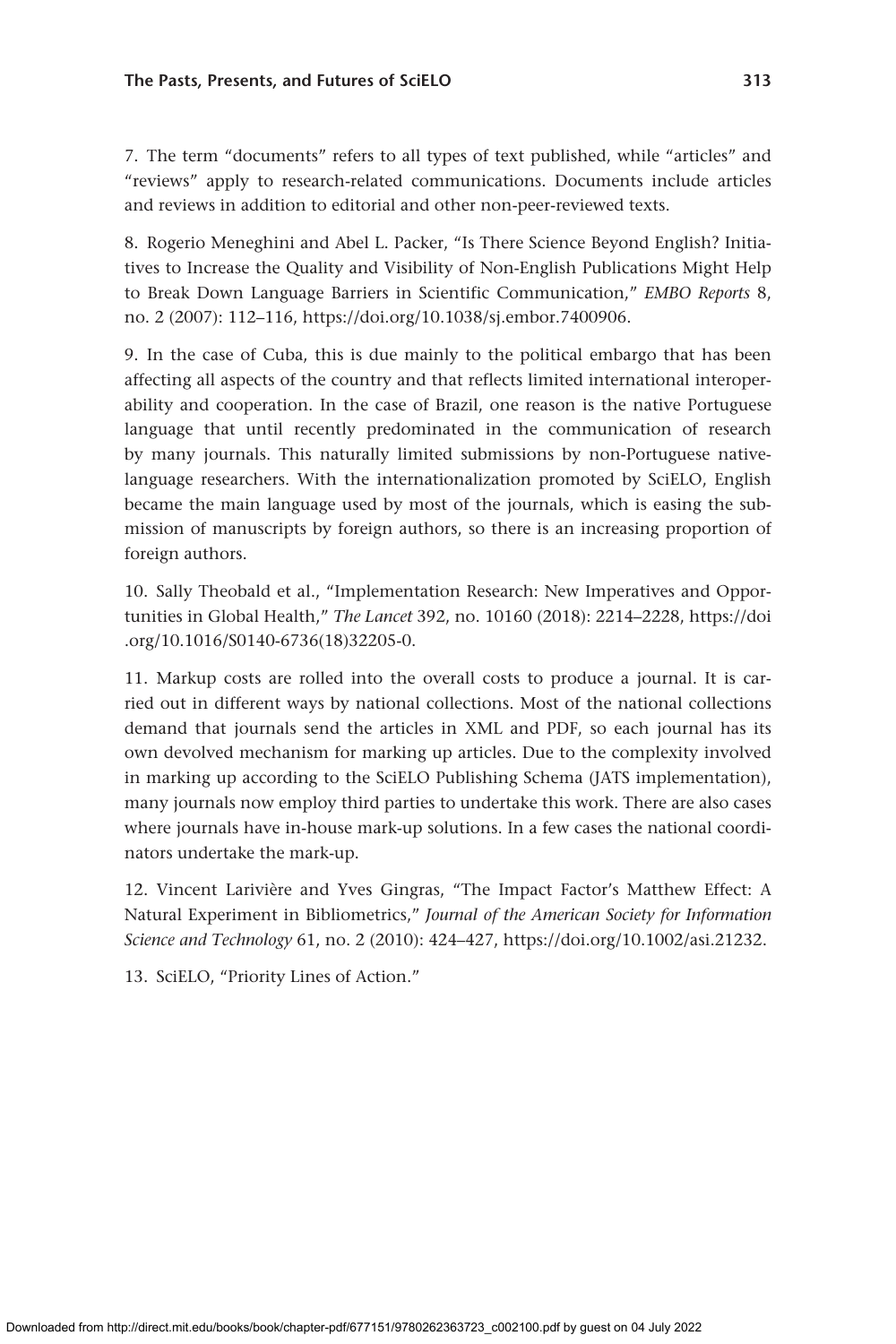7. The term "documents" refers to all types of text published, while "articles" and "reviews" apply to research-related communications. Documents include articles and reviews in addition to editorial and other non-peer-reviewed texts.

8. Rogerio Meneghini and Abel L. Packer, "Is There Science Beyond English? Initiatives to Increase the Quality and Visibility of Non-English Publications Might Help to Break Down Language Barriers in Scientific Communication," *EMBO Reports* 8, no. 2 (2007): 112–116, https://doi.org/10.1038/sj.embor.7400906.

9. In the case of Cuba, this is due mainly to the political embargo that has been affecting all aspects of the country and that reflects limited international interoperability and cooperation. In the case of Brazil, one reason is the native Portuguese language that until recently predominated in the communication of research by many journals. This naturally limited submissions by non-Portuguese native-language researchers. With the internationalization promoted by SciELO, English became the main language used by most of the journals, which is easing the submission of manuscripts by foreign authors, so there is an increasing proportion of foreign authors.

10. Sally Theobald et al., "Implementation Research: New Imperatives and Opportunities in Global Health," *The Lancet* 392, no. 10160 (2018): 2214–2228, https://doi.org/10.1016/S0140-6736(18)32205-0.

11. Markup costs are rolled into the overall costs to produce a journal. It is carried out in different ways by national collections. Most of the national collections demand that journals send the articles in XML and PDF, so each journal has its own devolved mechanism for marking up articles. Due to the complexity involved in marking up according to the SciELO Publishing Schema (JATS implementation), many journals now employ third parties to undertake this work. There are also cases where journals have in-house mark-up solutions. In a few cases the national coordinators undertake the mark-up.

12. Vincent Larivière and Yves Gingras, "The Impact Factor's Matthew Effect: A Natural Experiment in Bibliometrics," *Journal of the American Society for Information Science and Technology* 61, no. 2 (2010): 424–427, https://doi.org/10.1002/asi.21232.

13. SciELO, "Priority Lines of Action."